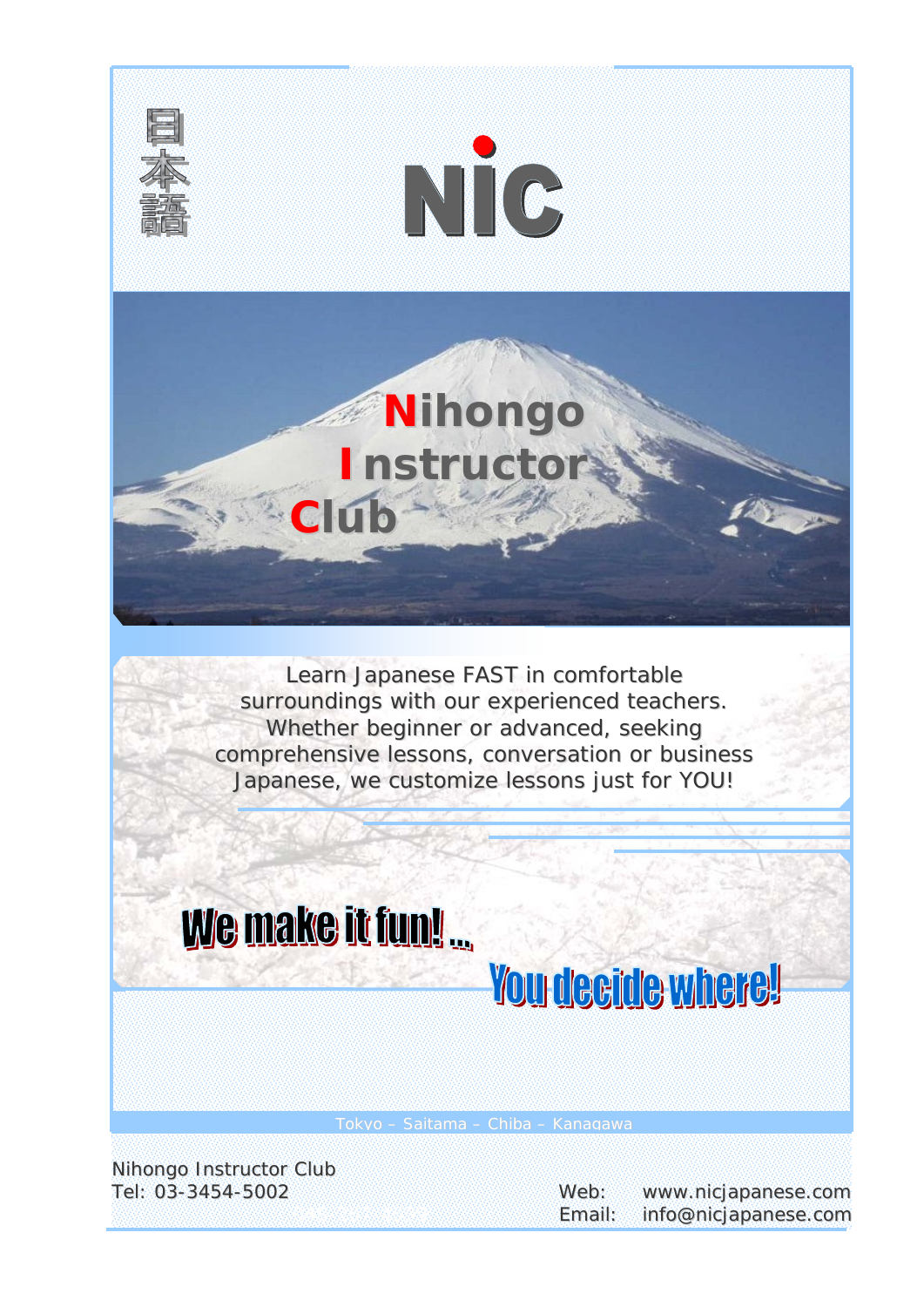日本語

# NiC

## Nihongo Instructor Club

Learn Japanese FAST in comfortable surroundings with our experienced teachers. Whether beginner or advanced, seeking comprehensive lessons, conversation or business Japanese, we customize lessons just for YOU!

**We make it fun! ...**

**You decide where!**

Tokyo – Saitama – Chiba – Kanagawa

Nihongo Instructor Club
Tel: 03-3454-5002

Web: www.nicjapanese.com
Email: info@nicjapanese.com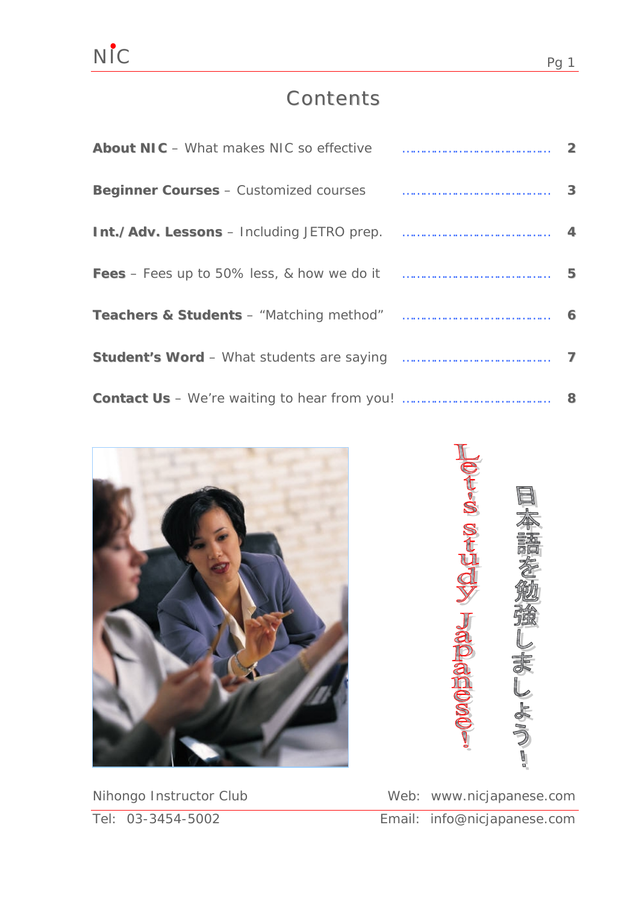# Contents

| Section | Page |
| --- | --- |
| **About NIC** – What makes NIC so effective | 2 |
| **Beginner Courses** – Customized courses | 3 |
| **Int./Adv. Lessons** – Including JETRO prep. | 4 |
| **Fees** – Fees up to 50% less, & how we do it | 5 |
| **Teachers & Students** – "Matching method" | 6 |
| **Student's Word** – What students are saying | 7 |
| **Contact Us** – We're waiting to hear from you! | 8 |

日本語を勉強しましょう!

Let's study Japanese!

Nihongo Instructor Club

Web: www.nicjapanese.com

Tel: 03-3454-5002

Email: info@nicjapanese.com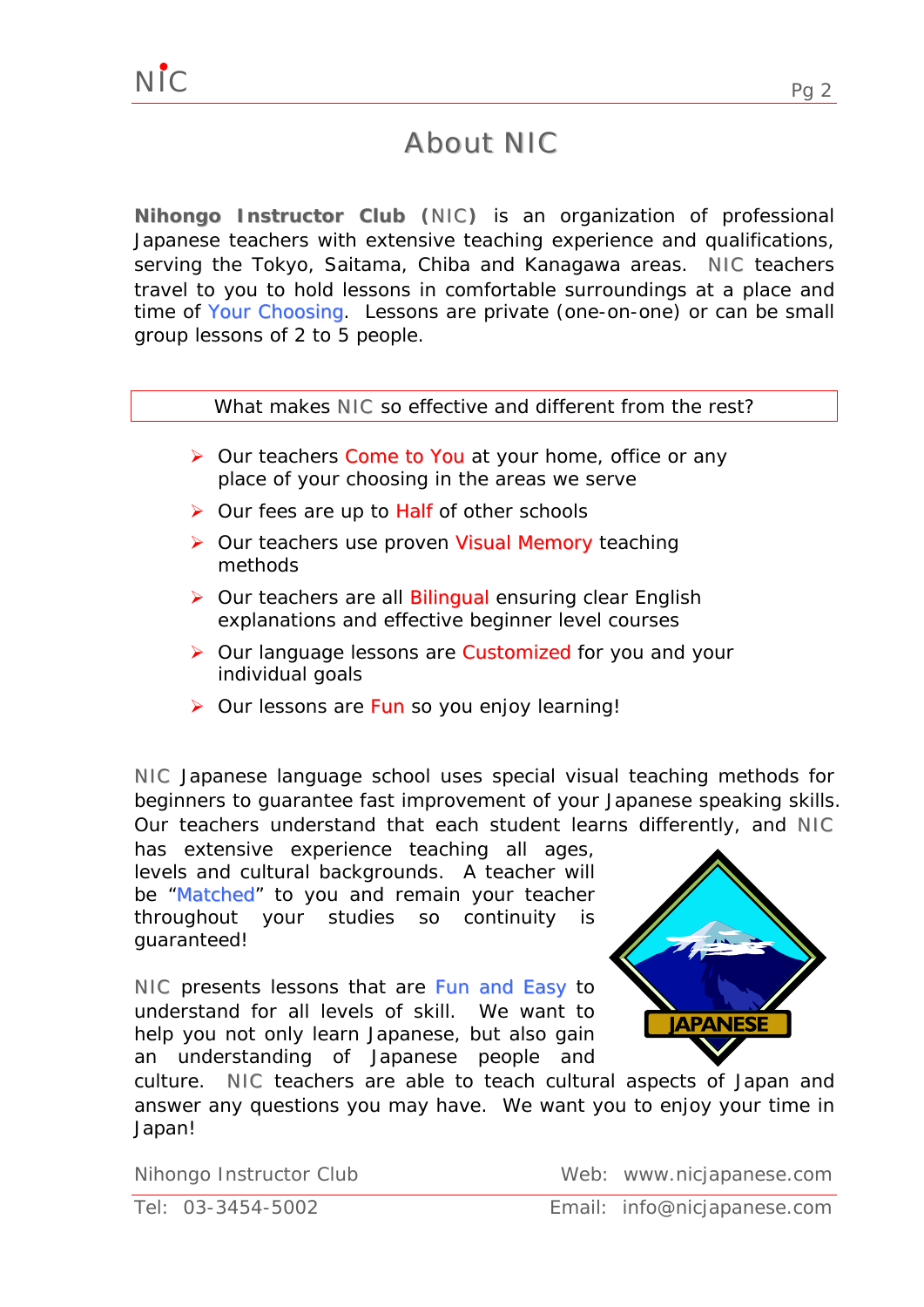# About NIC

**Nihongo Instructor Club (NIC)** is an organization of professional Japanese teachers with extensive teaching experience and qualifications, serving the Tokyo, Saitama, Chiba and Kanagawa areas. NIC teachers travel to you to hold lessons in comfortable surroundings at a place and time of Your Choosing. Lessons are private (one-on-one) or can be small group lessons of 2 to 5 people.

What makes NIC so effective and different from the rest?

- Our teachers Come to You at your home, office or any place of your choosing in the areas we serve
- Our fees are up to Half of other schools
- Our teachers use proven Visual Memory teaching methods
- Our teachers are all Bilingual ensuring clear English explanations and effective beginner level courses
- Our language lessons are Customized for you and your individual goals
- Our lessons are Fun so you enjoy learning!

NIC Japanese language school uses special visual teaching methods for beginners to guarantee fast improvement of your Japanese speaking skills. Our teachers understand that each student learns differently, and NIC has extensive experience teaching all ages, levels and cultural backgrounds. A teacher will be "Matched" to you and remain your teacher throughout your studies so continuity is guaranteed!

NIC presents lessons that are Fun and Easy to understand for all levels of skill. We want to help you not only learn Japanese, but also gain an understanding of Japanese people and culture. NIC teachers are able to teach cultural aspects of Japan and answer any questions you may have. We want you to enjoy your time in Japan!

Nihongo Instructor Club — Web: www.nicjapanese.com

Tel: 03-3454-5002 — Email: info@nicjapanese.com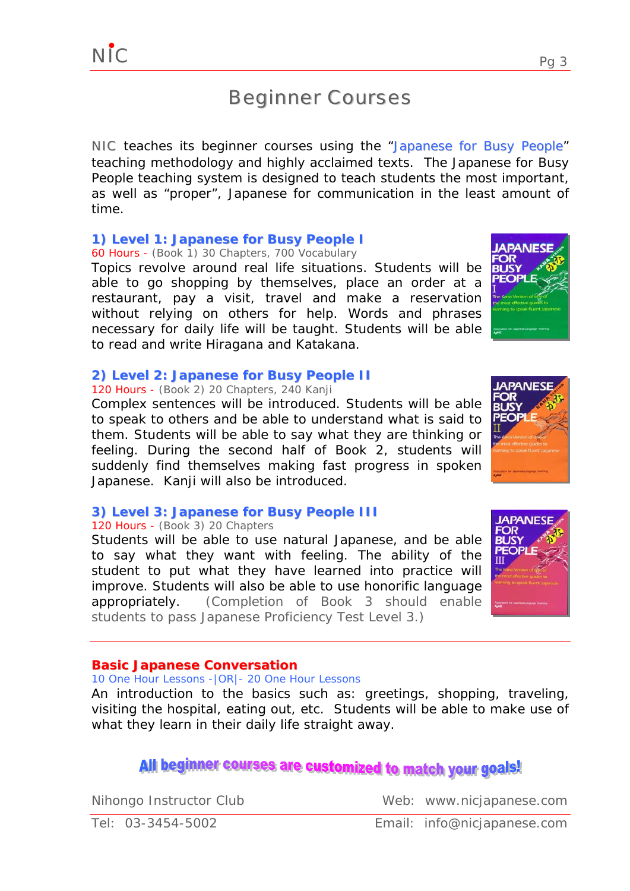# Beginner Courses

NIC teaches its beginner courses using the "Japanese for Busy People" teaching methodology and highly acclaimed texts. The Japanese for Busy People teaching system is designed to teach students the most important, as well as "proper", Japanese for communication in the least amount of time.

### 1) Level 1: Japanese for Busy People I

60 Hours - (Book 1) 30 Chapters, 700 Vocabulary

Topics revolve around real life situations. Students will be able to go shopping by themselves, place an order at a restaurant, pay a visit, travel and make a reservation without relying on others for help. Words and phrases necessary for daily life will be taught. Students will be able to read and write Hiragana and Katakana.

### 2) Level 2: Japanese for Busy People II

120 Hours - (Book 2) 20 Chapters, 240 Kanji

Complex sentences will be introduced. Students will be able to speak to others and be able to understand what is said to them. Students will be able to say what they are thinking or feeling. During the second half of Book 2, students will suddenly find themselves making fast progress in spoken Japanese. Kanji will also be introduced.

### 3) Level 3: Japanese for Busy People III

120 Hours - (Book 3) 20 Chapters

Students will be able to use natural Japanese, and be able to say what they want with feeling. The ability of the student to put what they have learned into practice will improve. Students will also be able to use honorific language appropriately. (Completion of Book 3 should enable students to pass Japanese Proficiency Test Level 3.)

---

### Basic Japanese Conversation

10 One Hour Lessons -|OR|- 20 One Hour Lessons

An introduction to the basics such as: greetings, shopping, traveling, visiting the hospital, eating out, etc. Students will be able to make use of what they learn in their daily life straight away.

**All beginner courses are customized to match your goals!**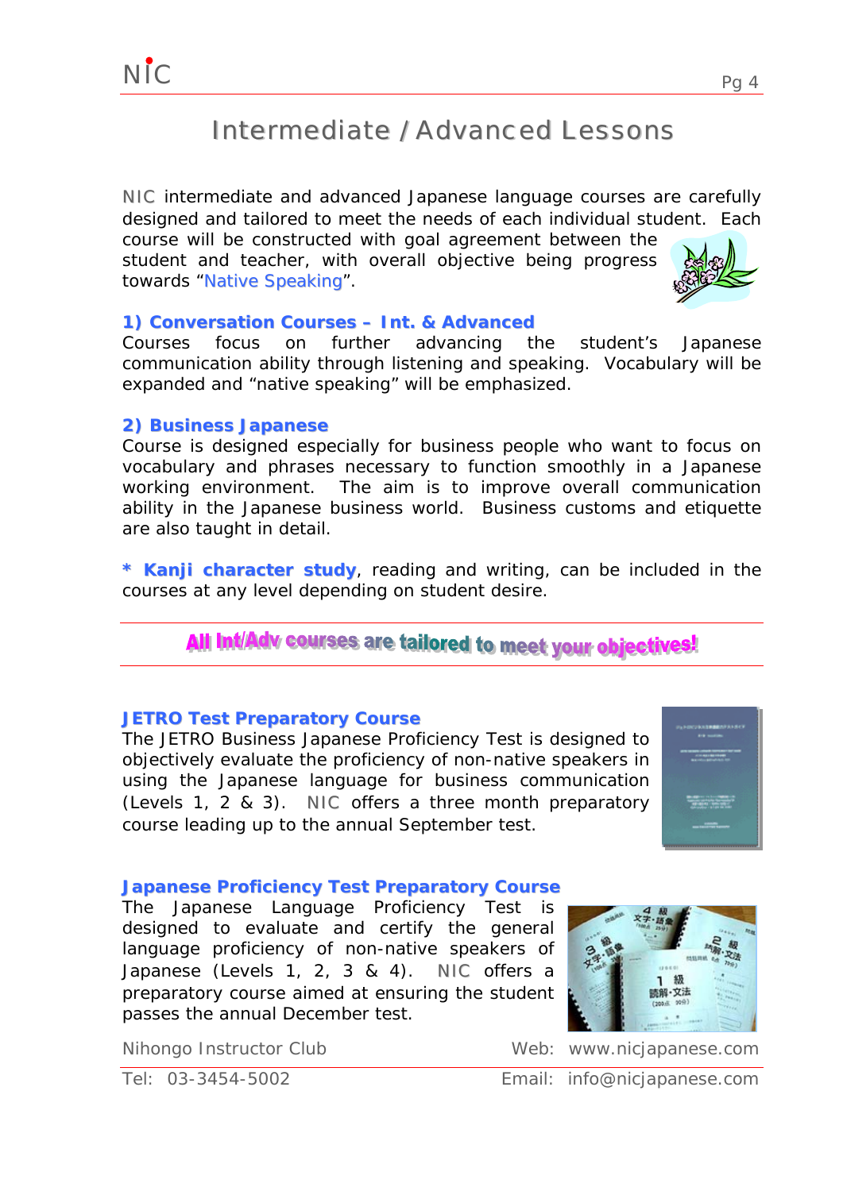# Intermediate / Advanced Lessons

NIC intermediate and advanced Japanese language courses are carefully designed and tailored to meet the needs of each individual student. Each course will be constructed with goal agreement between the student and teacher, with overall objective being progress towards "Native Speaking".

**1) Conversation Courses – Int. & Advanced**

Courses focus on further advancing the student's Japanese communication ability through listening and speaking. Vocabulary will be expanded and "native speaking" will be emphasized.

**2) Business Japanese**

Course is designed especially for business people who want to focus on vocabulary and phrases necessary to function smoothly in a Japanese working environment. The aim is to improve overall communication ability in the Japanese business world. Business customs and etiquette are also taught in detail.

**\* Kanji character study**, reading and writing, can be included in the courses at any level depending on student desire.

**All Int/Adv courses are tailored to meet your objectives!**

**JETRO Test Preparatory Course**

The JETRO Business Japanese Proficiency Test is designed to objectively evaluate the proficiency of non-native speakers in using the Japanese language for business communication (Levels 1, 2 & 3). NIC offers a three month preparatory course leading up to the annual September test.

**Japanese Proficiency Test Preparatory Course**

The Japanese Language Proficiency Test is designed to evaluate and certify the general language proficiency of non-native speakers of Japanese (Levels 1, 2, 3 & 4). NIC offers a preparatory course aimed at ensuring the student passes the annual December test.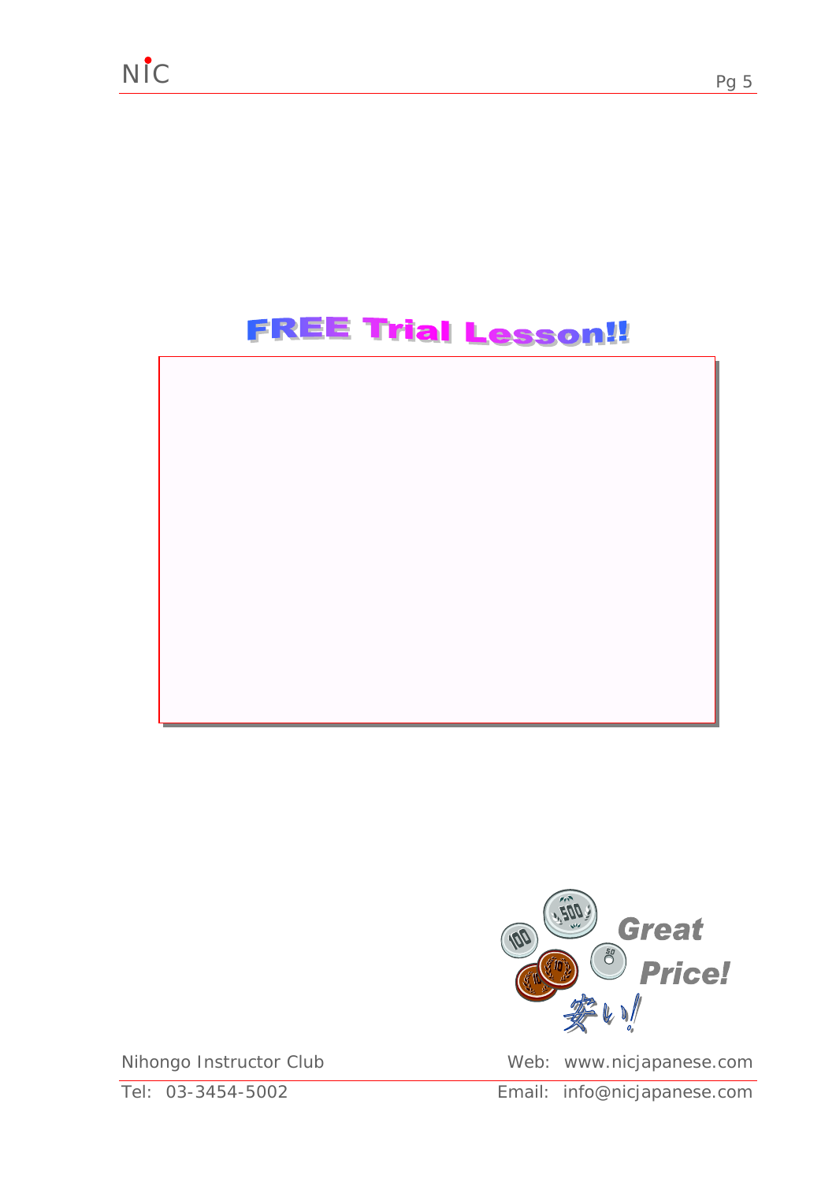# FREE Trial Lesson!!

Great Price!

安い!

Nihongo Instructor Club

Web: www.nicjapanese.com

Tel: 03-3454-5002

Email: info@nicjapanese.com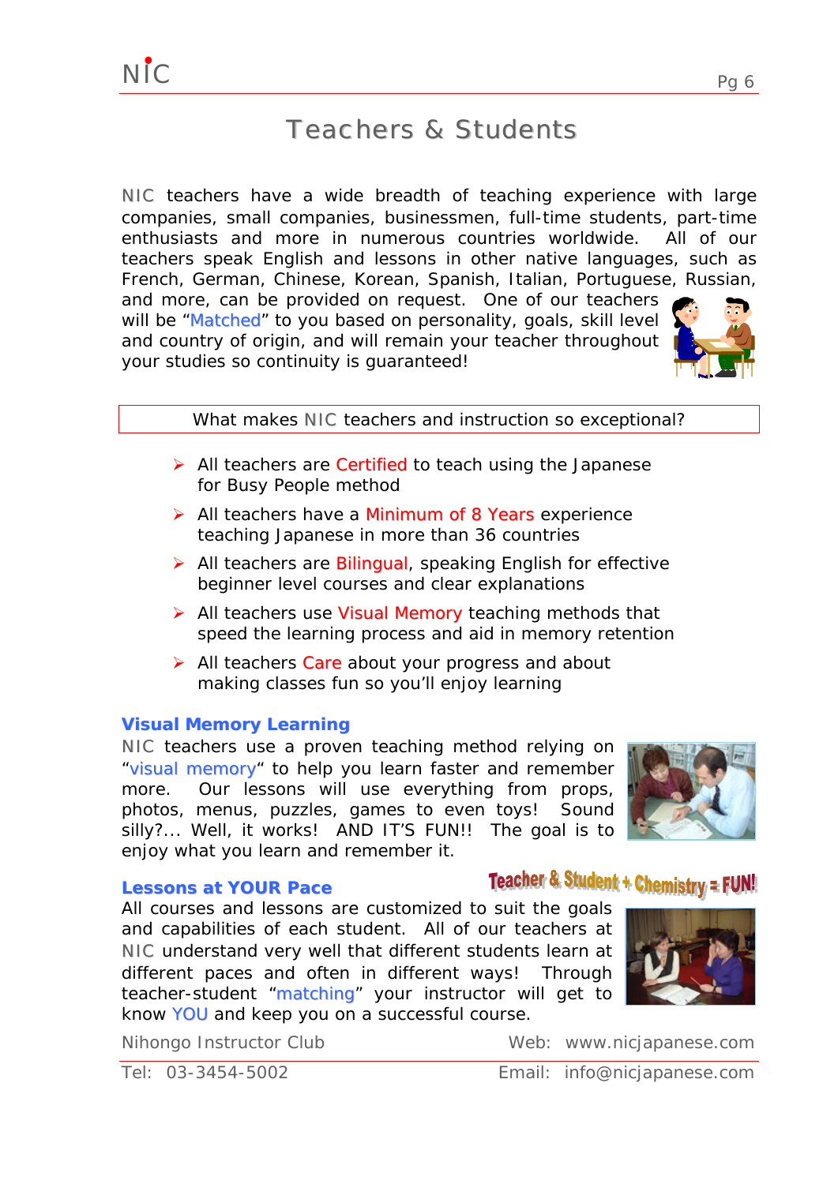# Teachers & Students

NIC teachers have a wide breadth of teaching experience with large companies, small companies, businessmen, full-time students, part-time enthusiasts and more in numerous countries worldwide. All of our teachers speak English and lessons in other native languages, such as French, German, Chinese, Korean, Spanish, Italian, Portuguese, Russian, and more, can be provided on request. One of our teachers will be "Matched" to you based on personality, goals, skill level and country of origin, and will remain your teacher throughout your studies so continuity is guaranteed!

What makes NIC teachers and instruction so exceptional?

- All teachers are Certified to teach using the Japanese for Busy People method
- All teachers have a Minimum of 8 Years experience teaching Japanese in more than 36 countries
- All teachers are Bilingual, speaking English for effective beginner level courses and clear explanations
- All teachers use Visual Memory teaching methods that speed the learning process and aid in memory retention
- All teachers Care about your progress and about making classes fun so you'll enjoy learning

## Visual Memory Learning

NIC teachers use a proven teaching method relying on "visual memory" to help you learn faster and remember more. Our lessons will use everything from props, photos, menus, puzzles, games to even toys! Sound silly?... Well, it works! AND IT'S FUN!! The goal is to enjoy what you learn and remember it.

Teacher & Student + Chemistry = FUN!

## Lessons at YOUR Pace

All courses and lessons are customized to suit the goals and capabilities of each student. All of our teachers at NIC understand very well that different students learn at different paces and often in different ways! Through teacher-student "matching" your instructor will get to know YOU and keep you on a successful course.

Nihongo Instructor Club | Web: www.nicjapanese.com
Tel: 03-3454-5002 | Email: info@nicjapanese.com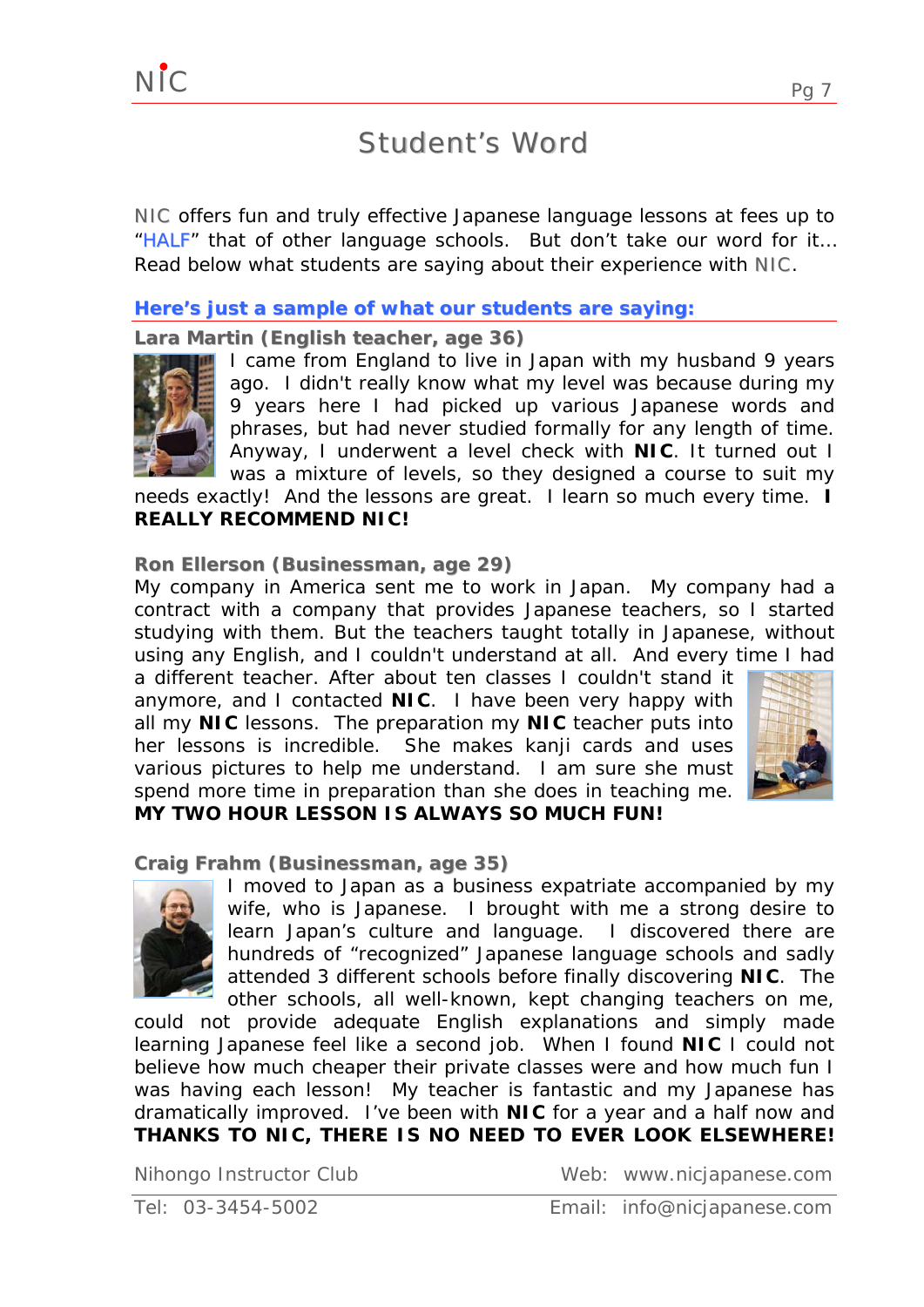# Student's Word

NIC offers fun and truly effective Japanese language lessons at fees up to "HALF" that of other language schools. But don't take our word for it… Read below what students are saying about their experience with NIC.

## Here's just a sample of what our students are saying:

### Lara Martin (English teacher, age 36)

I came from England to live in Japan with my husband 9 years ago. I didn't really know what my level was because during my 9 years here I had picked up various Japanese words and phrases, but had never studied formally for any length of time. Anyway, I underwent a level check with **NIC**. It turned out I was a mixture of levels, so they designed a course to suit my needs exactly! And the lessons are great. I learn so much every time. **I REALLY RECOMMEND NIC!**

### Ron Ellerson (Businessman, age 29)

My company in America sent me to work in Japan. My company had a contract with a company that provides Japanese teachers, so I started studying with them. But the teachers taught totally in Japanese, without using any English, and I couldn't understand at all. And every time I had a different teacher. After about ten classes I couldn't stand it anymore, and I contacted **NIC**. I have been very happy with all my **NIC** lessons. The preparation my **NIC** teacher puts into her lessons is incredible. She makes kanji cards and uses various pictures to help me understand. I am sure she must spend more time in preparation than she does in teaching me. **MY TWO HOUR LESSON IS ALWAYS SO MUCH FUN!**

### Craig Frahm (Businessman, age 35)

I moved to Japan as a business expatriate accompanied by my wife, who is Japanese. I brought with me a strong desire to learn Japan's culture and language. I discovered there are hundreds of "recognized" Japanese language schools and sadly attended 3 different schools before finally discovering **NIC**. The other schools, all well-known, kept changing teachers on me, could not provide adequate English explanations and simply made learning Japanese feel like a second job. When I found **NIC** I could not believe how much cheaper their private classes were and how much fun I was having each lesson! My teacher is fantastic and my Japanese has dramatically improved. I've been with **NIC** for a year and a half now and **THANKS TO NIC, THERE IS NO NEED TO EVER LOOK ELSEWHERE!**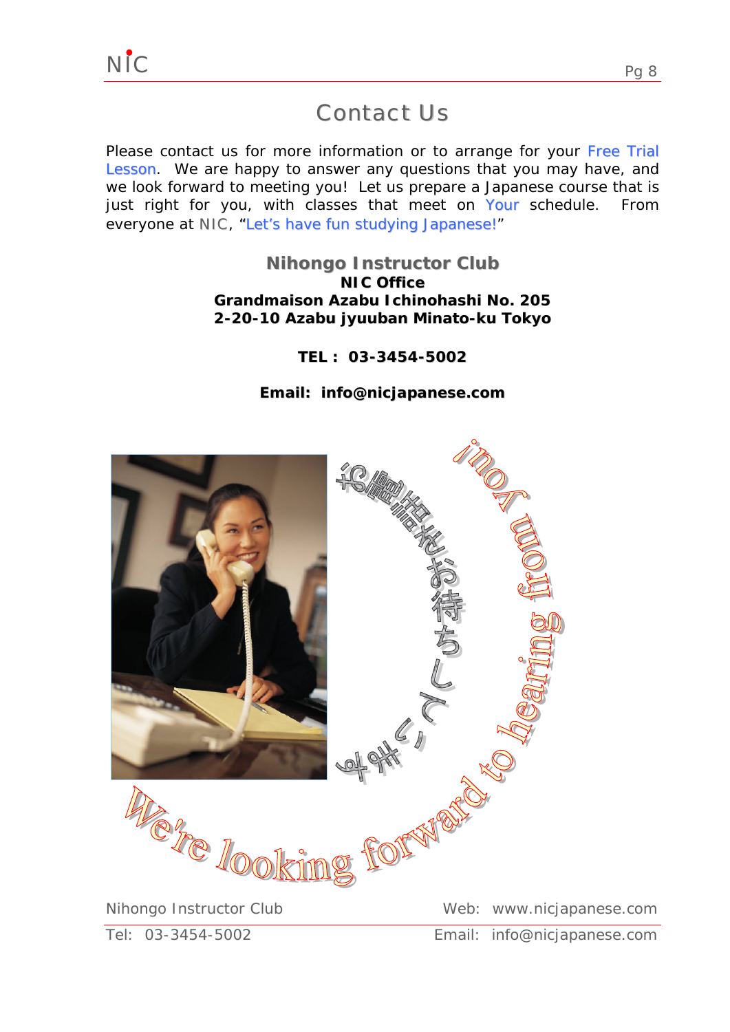# Contact Us

Please contact us for more information or to arrange for your Free Trial Lesson. We are happy to answer any questions that you may have, and we look forward to meeting you! Let us prepare a Japanese course that is just right for you, with classes that meet on Your schedule. From everyone at NIC, "Let's have fun studying Japanese!"

**Nihongo Instructor Club**
**NIC Office**
**Grandmaison Azabu Ichinohashi No. 205**
**2-20-10 Azabu jyuuban Minato-ku Tokyo**

**TEL : 03-3454-5002**

**Email: info@nicjapanese.com**

お電話をお待ちしています

We're looking forward to hearing from you!